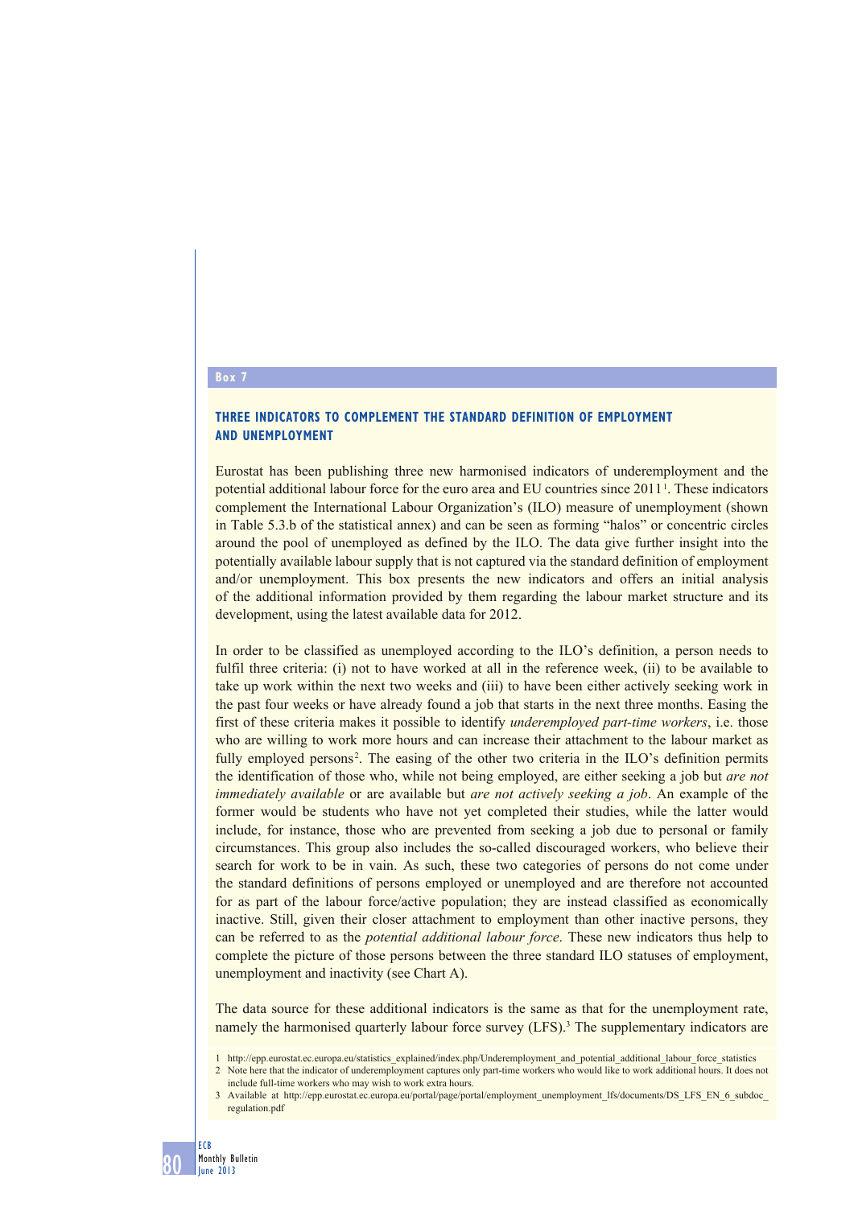**Box 7**

## THREE INDICATORS TO COMPLEMENT THE STANDARD DEFINITION OF EMPLOYMENT AND UNEMPLOYMENT

Eurostat has been publishing three new harmonised indicators of underemployment and the potential additional labour force for the euro area and EU countries since 2011[1]. These indicators complement the International Labour Organization's (ILO) measure of unemployment (shown in Table 5.3.b of the statistical annex) and can be seen as forming "halos" or concentric circles around the pool of unemployed as defined by the ILO. The data give further insight into the potentially available labour supply that is not captured via the standard definition of employment and/or unemployment. This box presents the new indicators and offers an initial analysis of the additional information provided by them regarding the labour market structure and its development, using the latest available data for 2012.

In order to be classified as unemployed according to the ILO's definition, a person needs to fulfil three criteria: (i) not to have worked at all in the reference week, (ii) to be available to take up work within the next two weeks and (iii) to have been either actively seeking work in the past four weeks or have already found a job that starts in the next three months. Easing the first of these criteria makes it possible to identify *underemployed part-time workers*, i.e. those who are willing to work more hours and can increase their attachment to the labour market as fully employed persons[2]. The easing of the other two criteria in the ILO's definition permits the identification of those who, while not being employed, are either seeking a job but *are not immediately available* or are available but *are not actively seeking a job*. An example of the former would be students who have not yet completed their studies, while the latter would include, for instance, those who are prevented from seeking a job due to personal or family circumstances. This group also includes the so-called discouraged workers, who believe their search for work to be in vain. As such, these two categories of persons do not come under the standard definitions of persons employed or unemployed and are therefore not accounted for as part of the labour force/active population; they are instead classified as economically inactive. Still, given their closer attachment to employment than other inactive persons, they can be referred to as the *potential additional labour force*. These new indicators thus help to complete the picture of those persons between the three standard ILO statuses of employment, unemployment and inactivity (see Chart A).

The data source for these additional indicators is the same as that for the unemployment rate, namely the harmonised quarterly labour force survey (LFS).[3] The supplementary indicators are

1 http://epp.eurostat.ec.europa.eu/statistics_explained/index.php/Underemployment_and_potential_additional_labour_force_statistics

2 Note here that the indicator of underemployment captures only part-time workers who would like to work additional hours. It does not include full-time workers who may wish to work extra hours.

3 Available at http://epp.eurostat.ec.europa.eu/portal/page/portal/employment_unemployment_lfs/documents/DS_LFS_EN_6_subdoc_regulation.pdf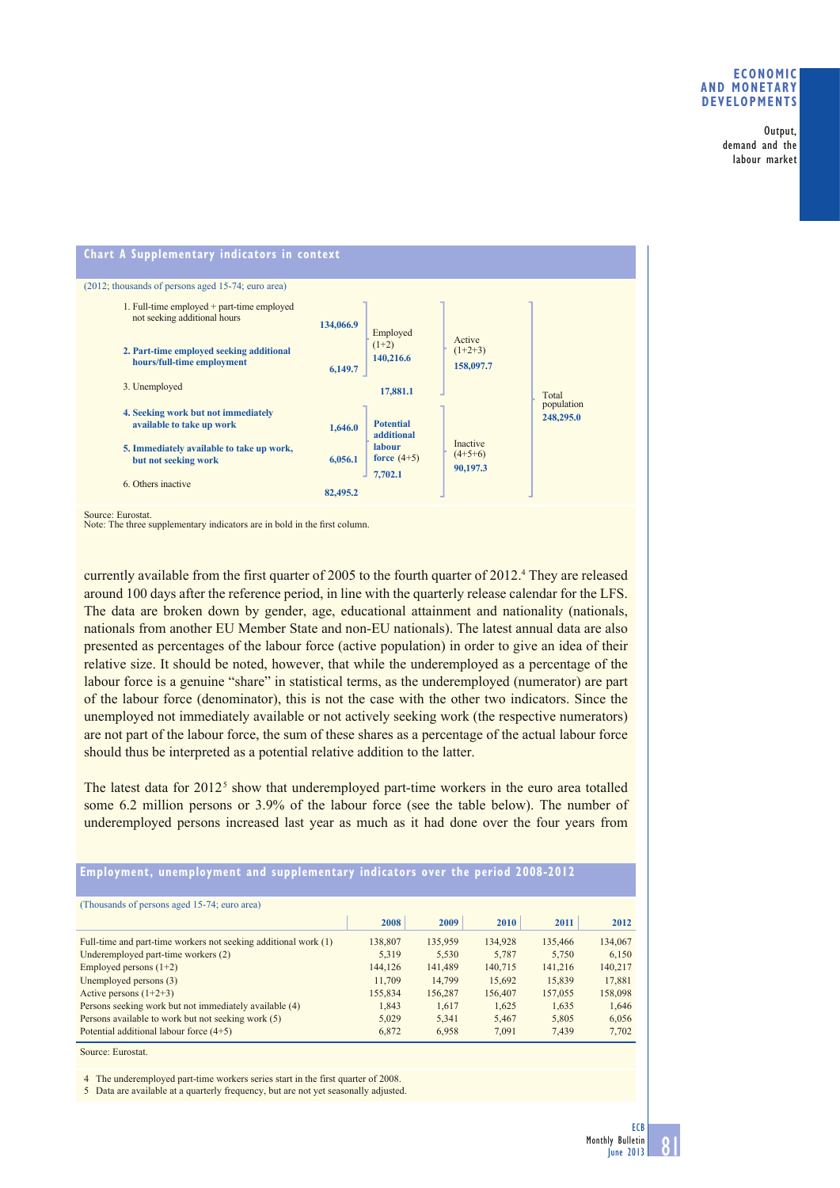**Chart A Supplementary indicators in context**

(2012; thousands of persons aged 15-74; euro area)

| Category | Thousands | Group | Group | Total |
|---|---|---|---|---|
| 1. Full-time employed + part-time employed not seeking additional hours | 134,066.9 | Employed (1+2) 140,216.6 | Active (1+2+3) 158,097.7 | Total population 248,295.0 |
| **2. Part-time employed seeking additional hours/full-time employment** | 6,149.7 | | | |
| 3. Unemployed | | 17,881.1 | | |
| **4. Seeking work but not immediately available to take up work** | 1,646.0 | **Potential additional labour force** (4+5) 7,702.1 | Inactive (4+5+6) 90,197.3 | |
| **5. Immediately available to take up work, but not seeking work** | 6,056.1 | | | |
| 6. Others inactive | 82,495.2 | | | |

Source: Eurostat.
Note: The three supplementary indicators are in bold in the first column.

currently available from the first quarter of 2005 to the fourth quarter of 2012.[4] They are released around 100 days after the reference period, in line with the quarterly release calendar for the LFS. The data are broken down by gender, age, educational attainment and nationality (nationals, nationals from another EU Member State and non-EU nationals). The latest annual data are also presented as percentages of the labour force (active population) in order to give an idea of their relative size. It should be noted, however, that while the underemployed as a percentage of the labour force is a genuine "share" in statistical terms, as the underemployed (numerator) are part of the labour force (denominator), this is not the case with the other two indicators. Since the unemployed not immediately available or not actively seeking work (the respective numerators) are not part of the labour force, the sum of these shares as a percentage of the actual labour force should thus be interpreted as a potential relative addition to the latter.

The latest data for 2012[5] show that underemployed part-time workers in the euro area totalled some 6.2 million persons or 3.9% of the labour force (see the table below). The number of underemployed persons increased last year as much as it had done over the four years from

**Employment, unemployment and supplementary indicators over the period 2008-2012**

(Thousands of persons aged 15-74; euro area)

| | 2008 | 2009 | 2010 | 2011 | 2012 |
|---|---|---|---|---|---|
| Full-time and part-time workers not seeking additional work (1) | 138,807 | 135,959 | 134,928 | 135,466 | 134,067 |
| Underemployed part-time workers (2) | 5,319 | 5,530 | 5,787 | 5,750 | 6,150 |
| Employed persons (1+2) | 144,126 | 141,489 | 140,715 | 141,216 | 140,217 |
| Unemployed persons (3) | 11,709 | 14,799 | 15,692 | 15,839 | 17,881 |
| Active persons (1+2+3) | 155,834 | 156,287 | 156,407 | 157,055 | 158,098 |
| Persons seeking work but not immediately available (4) | 1,843 | 1,617 | 1,625 | 1,635 | 1,646 |
| Persons available to work but not seeking work (5) | 5,029 | 5,341 | 5,467 | 5,805 | 6,056 |
| Potential additional labour force (4+5) | 6,872 | 6,958 | 7,091 | 7,439 | 7,702 |

Source: Eurostat.

4 The underemployed part-time workers series start in the first quarter of 2008.
5 Data are available at a quarterly frequency, but are not yet seasonally adjusted.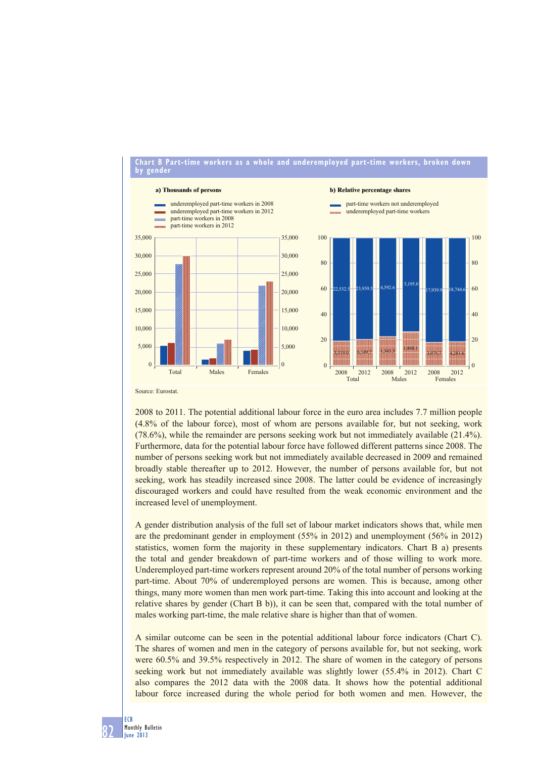**Chart B Part-time workers as a whole and underemployed part-time workers, broken down by gender**

a) Thousands of persons

- underemployed part-time workers in 2008
- underemployed part-time workers in 2012
- part-time workers in 2008
- part-time workers in 2012

b) Relative percentage shares

- part-time workers not underemployed
- underemployed part-time workers

| | Total 2008 | Total 2012 | Males 2008 | Males 2012 | Females 2008 | Females 2012 |
|---|---|---|---|---|---|---|
| part-time workers not underemployed | 22,532.5 | 23,939.5 | 4,592.6 | 5,195.0 | 17,939.9 | 18,744.6 |
| underemployed part-time workers | 5,319.0 | 6,149.7 | 1,343.3 | 1,868.1 | 3,975.7 | 4,281.6 |

Source: Eurostat.

2008 to 2011. The potential additional labour force in the euro area includes 7.7 million people (4.8% of the labour force), most of whom are persons available for, but not seeking, work (78.6%), while the remainder are persons seeking work but not immediately available (21.4%). Furthermore, data for the potential labour force have followed different patterns since 2008. The number of persons seeking work but not immediately available decreased in 2009 and remained broadly stable thereafter up to 2012. However, the number of persons available for, but not seeking, work has steadily increased since 2008. The latter could be evidence of increasingly discouraged workers and could have resulted from the weak economic environment and the increased level of unemployment.

A gender distribution analysis of the full set of labour market indicators shows that, while men are the predominant gender in employment (55% in 2012) and unemployment (56% in 2012) statistics, women form the majority in these supplementary indicators. Chart B a) presents the total and gender breakdown of part-time workers and of those willing to work more. Underemployed part-time workers represent around 20% of the total number of persons working part-time. About 70% of underemployed persons are women. This is because, among other things, many more women than men work part-time. Taking this into account and looking at the relative shares by gender (Chart B b)), it can be seen that, compared with the total number of males working part-time, the male relative share is higher than that of women.

A similar outcome can be seen in the potential additional labour force indicators (Chart C). The shares of women and men in the category of persons available for, but not seeking, work were 60.5% and 39.5% respectively in 2012. The share of women in the category of persons seeking work but not immediately available was slightly lower (55.4% in 2012). Chart C also compares the 2012 data with the 2008 data. It shows how the potential additional labour force increased during the whole period for both women and men. However, the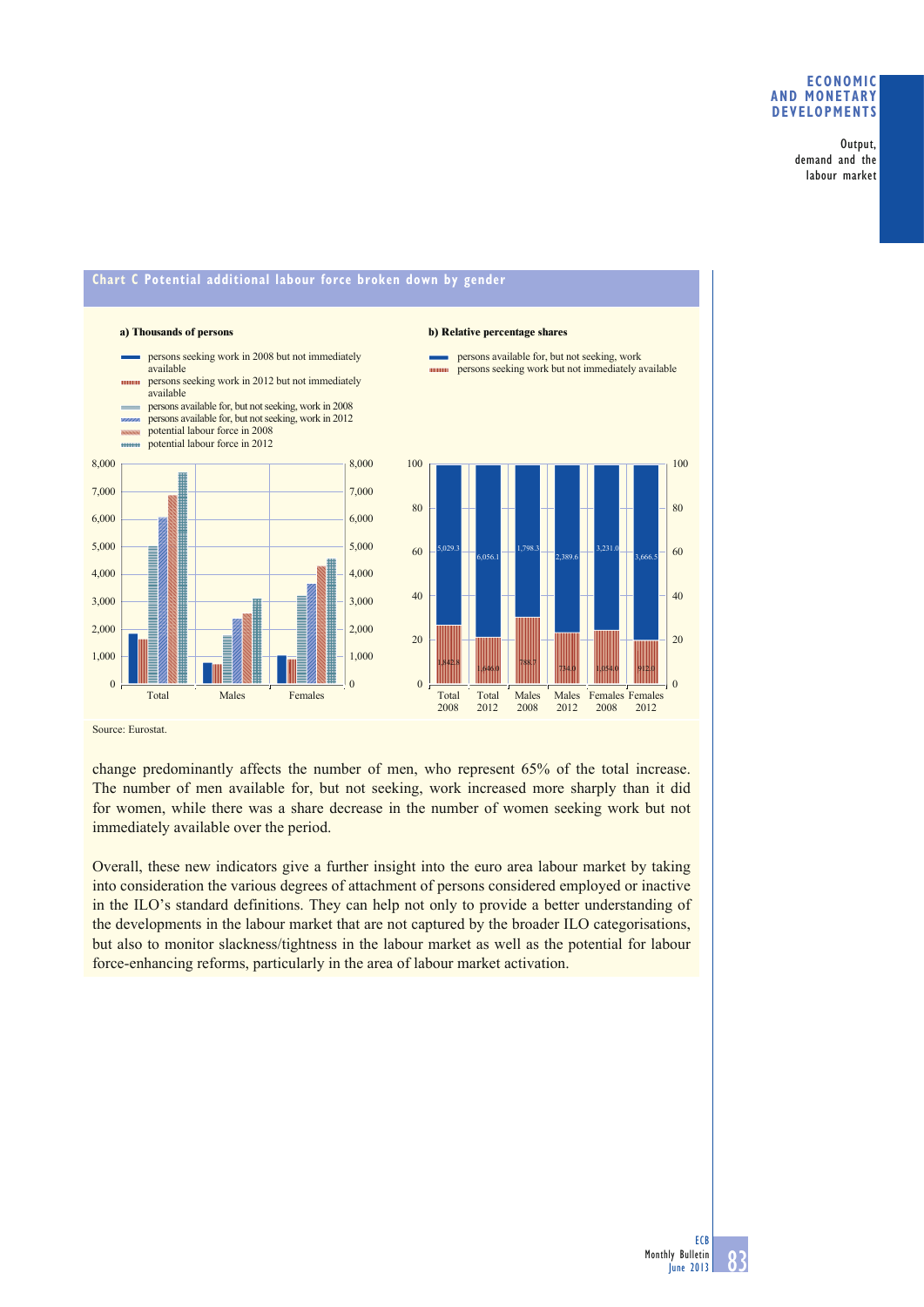## Chart C Potential additional labour force broken down by gender

a) Thousands of persons

persons seeking work in 2008 but not immediately available
persons seeking work in 2012 but not immediately available
persons available for, but not seeking, work in 2008
persons available for, but not seeking, work in 2012
potential labour force in 2008
potential labour force in 2012

8,000
7,000
6,000
5,000
4,000
3,000
2,000
1,000
0

Total Males Females

b) Relative percentage shares

persons available for, but not seeking, work
persons seeking work but not immediately available

100
80
60
40
20
0

5,029.3 6,056.1 1,798.3 2,389.6 3,231.0 3,666.5

1,842.8 1,646.0 788.7 734.0 1,054.0 912.0

Total 2008 Total 2012 Males 2008 Males 2012 Females 2008 Females 2012

Source: Eurostat.

change predominantly affects the number of men, who represent 65% of the total increase. The number of men available for, but not seeking, work increased more sharply than it did for women, while there was a share decrease in the number of women seeking work but not immediately available over the period.

Overall, these new indicators give a further insight into the euro area labour market by taking into consideration the various degrees of attachment of persons considered employed or inactive in the ILO's standard definitions. They can help not only to provide a better understanding of the developments in the labour market that are not captured by the broader ILO categorisations, but also to monitor slackness/tightness in the labour market as well as the potential for labour force-enhancing reforms, particularly in the area of labour market activation.